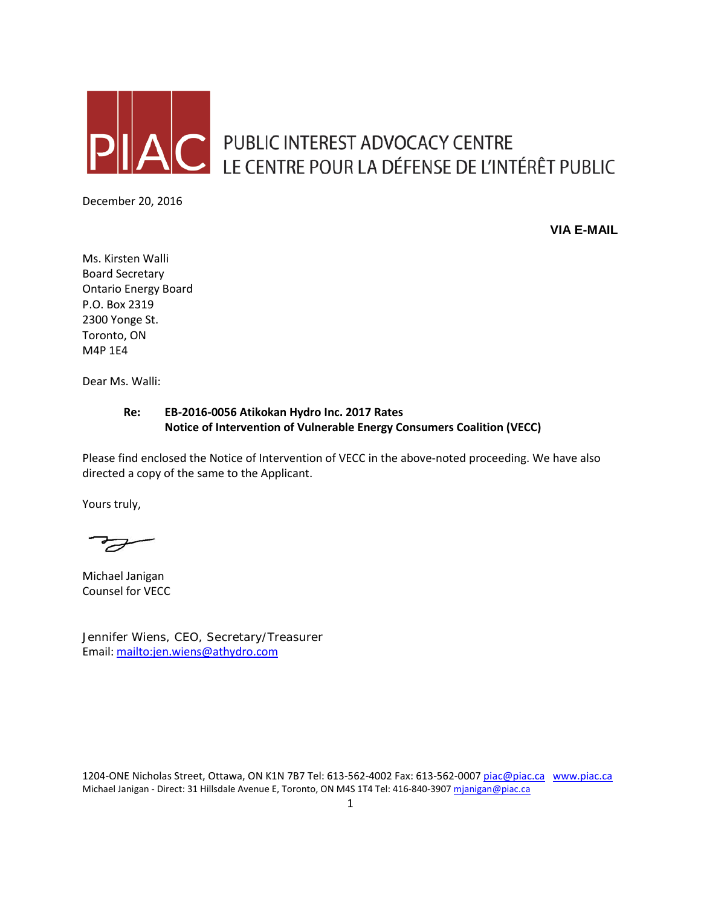PIAC PUBLIC INTEREST ADVOCACY CENTRE
LE CENTRE POUR LA DÉFENSE DE L'INTÉRÊT PUBLIC

December 20, 2016

**VIA E-MAIL**

Ms. Kirsten Walli
Board Secretary
Ontario Energy Board
P.O. Box 2319
2300 Yonge St.
Toronto, ON
M4P 1E4

Dear Ms. Walli:

**Re: EB-2016-0056 Atikokan Hydro Inc. 2017 Rates**
**Notice of Intervention of Vulnerable Energy Consumers Coalition (VECC)**

Please find enclosed the Notice of Intervention of VECC in the above-noted proceeding. We have also directed a copy of the same to the Applicant.

Yours truly,

Michael Janigan
Counsel for VECC

Jennifer Wiens, CEO, Secretary/Treasurer
Email: mailto:jen.wiens@athydro.com

1204-ONE Nicholas Street, Ottawa, ON K1N 7B7 Tel: 613-562-4002 Fax: 613-562-0007 piac@piac.ca www.piac.ca
Michael Janigan - Direct: 31 Hillsdale Avenue E, Toronto, ON M4S 1T4 Tel: 416-840-3907 mjanigan@piac.ca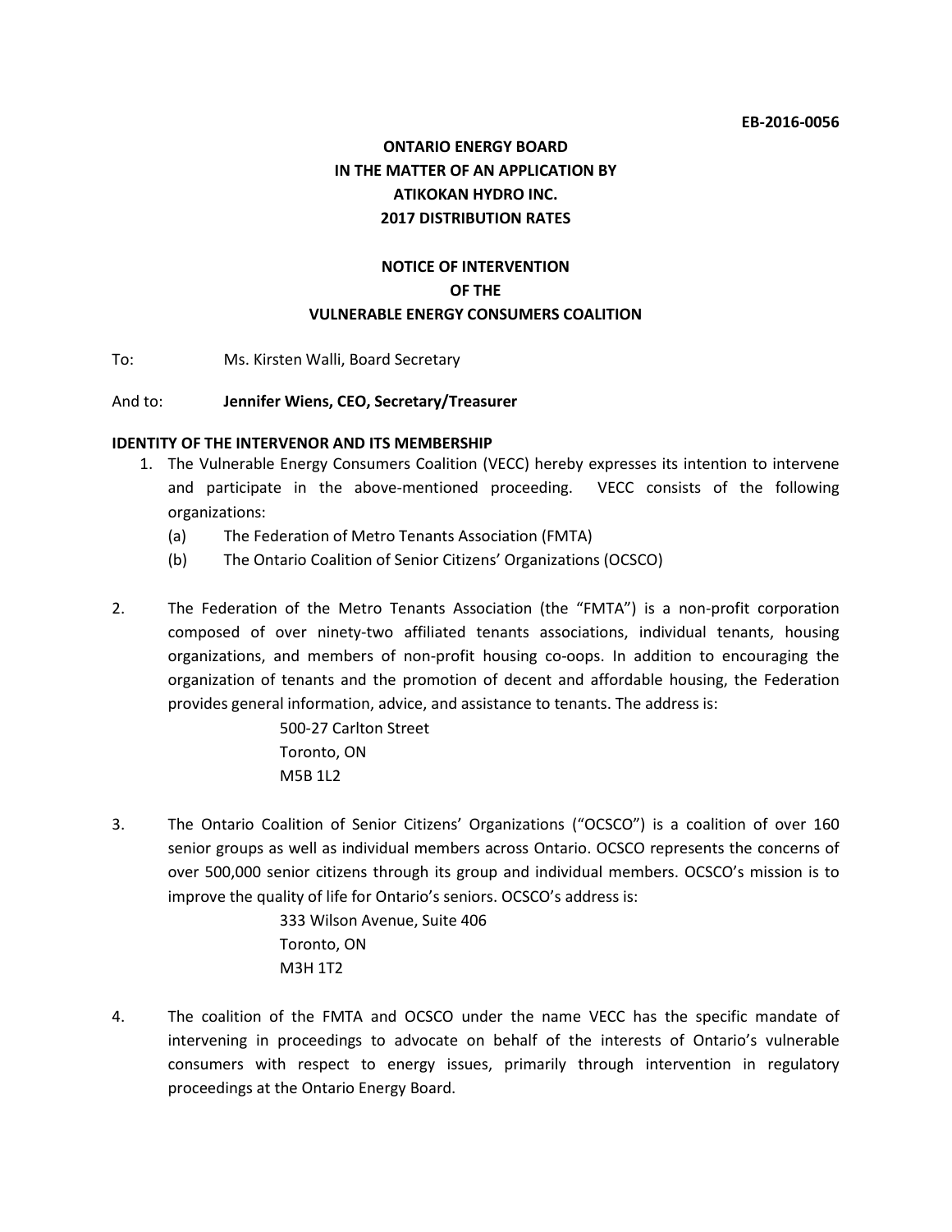EB-2016-0056

**ONTARIO ENERGY BOARD**
**IN THE MATTER OF AN APPLICATION BY**
**ATIKOKAN HYDRO INC.**
**2017 DISTRIBUTION RATES**

**NOTICE OF INTERVENTION**
**OF THE**
**VULNERABLE ENERGY CONSUMERS COALITION**

To: Ms. Kirsten Walli, Board Secretary

And to: **Jennifer Wiens, CEO, Secretary/Treasurer**

**IDENTITY OF THE INTERVENOR AND ITS MEMBERSHIP**

1. The Vulnerable Energy Consumers Coalition (VECC) hereby expresses its intention to intervene and participate in the above-mentioned proceeding. VECC consists of the following organizations:
   (a) The Federation of Metro Tenants Association (FMTA)
   (b) The Ontario Coalition of Senior Citizens' Organizations (OCSCO)

2. The Federation of the Metro Tenants Association (the "FMTA") is a non-profit corporation composed of over ninety-two affiliated tenants associations, individual tenants, housing organizations, and members of non-profit housing co-oops. In addition to encouraging the organization of tenants and the promotion of decent and affordable housing, the Federation provides general information, advice, and assistance to tenants. The address is:

   500-27 Carlton Street
   Toronto, ON
   M5B 1L2

3. The Ontario Coalition of Senior Citizens' Organizations ("OCSCO") is a coalition of over 160 senior groups as well as individual members across Ontario. OCSCO represents the concerns of over 500,000 senior citizens through its group and individual members. OCSCO's mission is to improve the quality of life for Ontario's seniors. OCSCO's address is:

   333 Wilson Avenue, Suite 406
   Toronto, ON
   M3H 1T2

4. The coalition of the FMTA and OCSCO under the name VECC has the specific mandate of intervening in proceedings to advocate on behalf of the interests of Ontario's vulnerable consumers with respect to energy issues, primarily through intervention in regulatory proceedings at the Ontario Energy Board.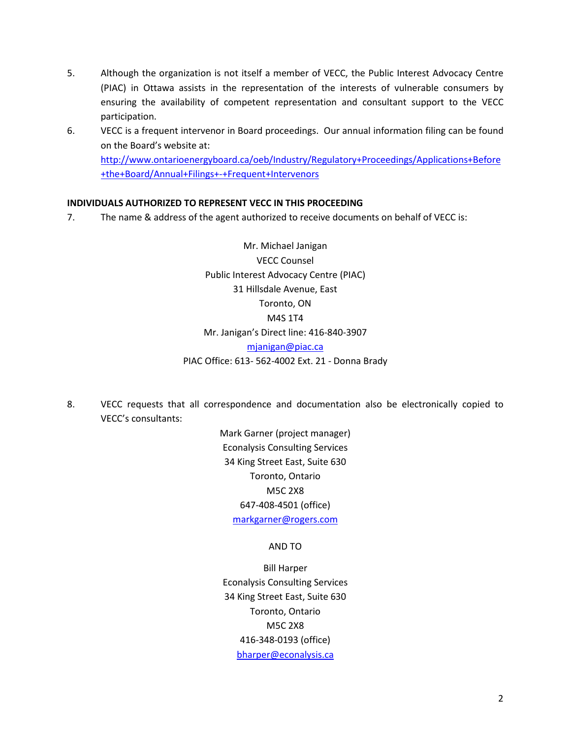5. Although the organization is not itself a member of VECC, the Public Interest Advocacy Centre (PIAC) in Ottawa assists in the representation of the interests of vulnerable consumers by ensuring the availability of competent representation and consultant support to the VECC participation.

6. VECC is a frequent intervenor in Board proceedings. Our annual information filing can be found on the Board's website at: http://www.ontarioenergyboard.ca/oeb/Industry/Regulatory+Proceedings/Applications+Before+the+Board/Annual+Filings+-+Frequent+Intervenors

**INDIVIDUALS AUTHORIZED TO REPRESENT VECC IN THIS PROCEEDING**

7. The name & address of the agent authorized to receive documents on behalf of VECC is:

Mr. Michael Janigan
VECC Counsel
Public Interest Advocacy Centre (PIAC)
31 Hillsdale Avenue, East
Toronto, ON
M4S 1T4
Mr. Janigan's Direct line: 416-840-3907
mjanigan@piac.ca
PIAC Office: 613- 562-4002 Ext. 21 - Donna Brady

8. VECC requests that all correspondence and documentation also be electronically copied to VECC's consultants:

Mark Garner (project manager)
Econalysis Consulting Services
34 King Street East, Suite 630
Toronto, Ontario
M5C 2X8
647-408-4501 (office)
markgarner@rogers.com

AND TO

Bill Harper
Econalysis Consulting Services
34 King Street East, Suite 630
Toronto, Ontario
M5C 2X8
416-348-0193 (office)
bharper@econalysis.ca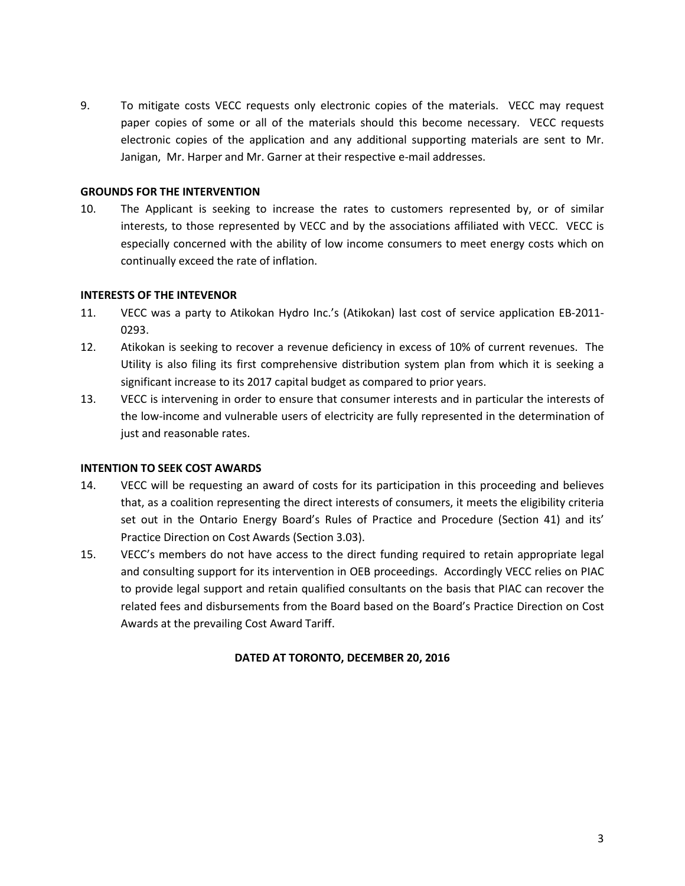9. To mitigate costs VECC requests only electronic copies of the materials. VECC may request paper copies of some or all of the materials should this become necessary. VECC requests electronic copies of the application and any additional supporting materials are sent to Mr. Janigan, Mr. Harper and Mr. Garner at their respective e-mail addresses.

**GROUNDS FOR THE INTERVENTION**

10. The Applicant is seeking to increase the rates to customers represented by, or of similar interests, to those represented by VECC and by the associations affiliated with VECC. VECC is especially concerned with the ability of low income consumers to meet energy costs which on continually exceed the rate of inflation.

**INTERESTS OF THE INTEVENOR**

11. VECC was a party to Atikokan Hydro Inc.'s (Atikokan) last cost of service application EB-2011-0293.
12. Atikokan is seeking to recover a revenue deficiency in excess of 10% of current revenues. The Utility is also filing its first comprehensive distribution system plan from which it is seeking a significant increase to its 2017 capital budget as compared to prior years.
13. VECC is intervening in order to ensure that consumer interests and in particular the interests of the low-income and vulnerable users of electricity are fully represented in the determination of just and reasonable rates.

**INTENTION TO SEEK COST AWARDS**

14. VECC will be requesting an award of costs for its participation in this proceeding and believes that, as a coalition representing the direct interests of consumers, it meets the eligibility criteria set out in the Ontario Energy Board's Rules of Practice and Procedure (Section 41) and its' Practice Direction on Cost Awards (Section 3.03).
15. VECC's members do not have access to the direct funding required to retain appropriate legal and consulting support for its intervention in OEB proceedings. Accordingly VECC relies on PIAC to provide legal support and retain qualified consultants on the basis that PIAC can recover the related fees and disbursements from the Board based on the Board's Practice Direction on Cost Awards at the prevailing Cost Award Tariff.

**DATED AT TORONTO, DECEMBER 20, 2016**